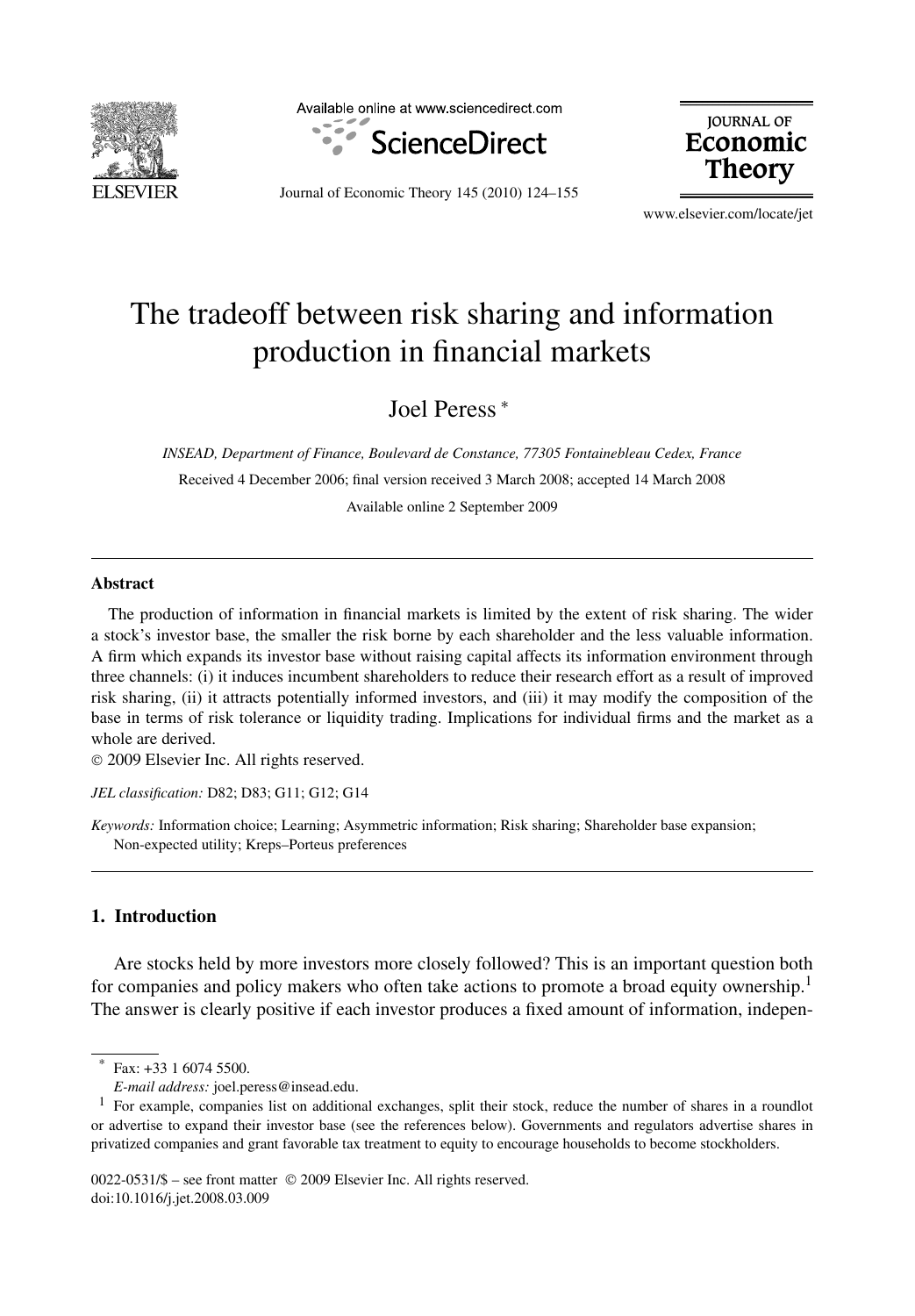# The tradeoff between risk sharing and information production in financial markets

Joel Peress *

*INSEAD, Department of Finance, Boulevard de Constance, 77305 Fontainebleau Cedex, France*

Received 4 December 2006; final version received 3 March 2008; accepted 14 March 2008

Available online 2 September 2009

## Abstract

The production of information in financial markets is limited by the extent of risk sharing. The wider a stock's investor base, the smaller the risk borne by each shareholder and the less valuable information. A firm which expands its investor base without raising capital affects its information environment through three channels: (i) it induces incumbent shareholders to reduce their research effort as a result of improved risk sharing, (ii) it attracts potentially informed investors, and (iii) it may modify the composition of the base in terms of risk tolerance or liquidity trading. Implications for individual firms and the market as a whole are derived.

© 2009 Elsevier Inc. All rights reserved.

*JEL classification:* D82; D83; G11; G12; G14

*Keywords:* Information choice; Learning; Asymmetric information; Risk sharing; Shareholder base expansion; Non-expected utility; Kreps–Porteus preferences

## 1. Introduction

Are stocks held by more investors more closely followed? This is an important question both for companies and policy makers who often take actions to promote a broad equity ownership.[1] The answer is clearly positive if each investor produces a fixed amount of information, indepen-

---

* Fax: +33 1 6074 5500.
*E-mail address:* joel.peress@insead.edu.

[1] For example, companies list on additional exchanges, split their stock, reduce the number of shares in a roundlot or advertise to expand their investor base (see the references below). Governments and regulators advertise shares in privatized companies and grant favorable tax treatment to equity to encourage households to become stockholders.

0022-0531/$ – see front matter © 2009 Elsevier Inc. All rights reserved.
doi:10.1016/j.jet.2008.03.009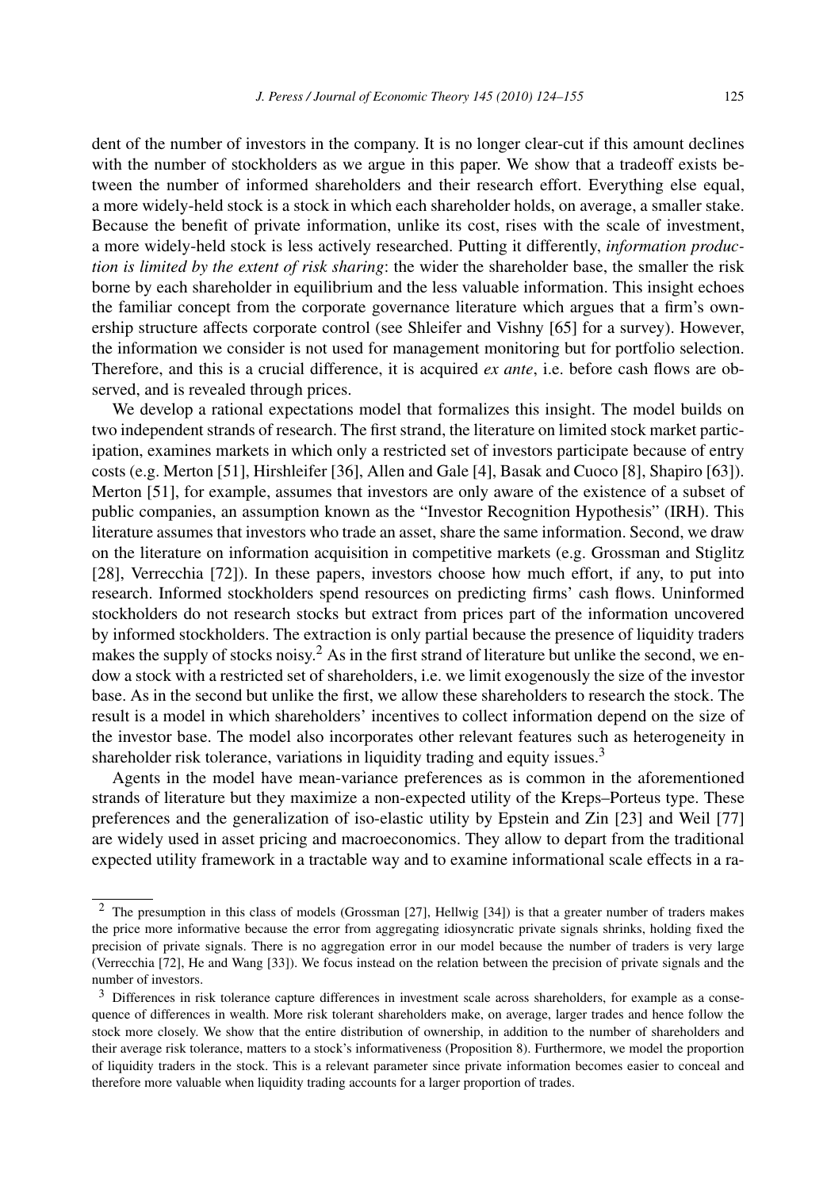dent of the number of investors in the company. It is no longer clear-cut if this amount declines with the number of stockholders as we argue in this paper. We show that a tradeoff exists between the number of informed shareholders and their research effort. Everything else equal, a more widely-held stock is a stock in which each shareholder holds, on average, a smaller stake. Because the benefit of private information, unlike its cost, rises with the scale of investment, a more widely-held stock is less actively researched. Putting it differently, *information production is limited by the extent of risk sharing*: the wider the shareholder base, the smaller the risk borne by each shareholder in equilibrium and the less valuable information. This insight echoes the familiar concept from the corporate governance literature which argues that a firm's ownership structure affects corporate control (see Shleifer and Vishny [65] for a survey). However, the information we consider is not used for management monitoring but for portfolio selection. Therefore, and this is a crucial difference, it is acquired *ex ante*, i.e. before cash flows are observed, and is revealed through prices.

We develop a rational expectations model that formalizes this insight. The model builds on two independent strands of research. The first strand, the literature on limited stock market participation, examines markets in which only a restricted set of investors participate because of entry costs (e.g. Merton [51], Hirshleifer [36], Allen and Gale [4], Basak and Cuoco [8], Shapiro [63]). Merton [51], for example, assumes that investors are only aware of the existence of a subset of public companies, an assumption known as the "Investor Recognition Hypothesis" (IRH). This literature assumes that investors who trade an asset, share the same information. Second, we draw on the literature on information acquisition in competitive markets (e.g. Grossman and Stiglitz [28], Verrecchia [72]). In these papers, investors choose how much effort, if any, to put into research. Informed stockholders spend resources on predicting firms' cash flows. Uninformed stockholders do not research stocks but extract from prices part of the information uncovered by informed stockholders. The extraction is only partial because the presence of liquidity traders makes the supply of stocks noisy.[2] As in the first strand of literature but unlike the second, we endow a stock with a restricted set of shareholders, i.e. we limit exogenously the size of the investor base. As in the second but unlike the first, we allow these shareholders to research the stock. The result is a model in which shareholders' incentives to collect information depend on the size of the investor base. The model also incorporates other relevant features such as heterogeneity in shareholder risk tolerance, variations in liquidity trading and equity issues.[3]

Agents in the model have mean-variance preferences as is common in the aforementioned strands of literature but they maximize a non-expected utility of the Kreps–Porteus type. These preferences and the generalization of iso-elastic utility by Epstein and Zin [23] and Weil [77] are widely used in asset pricing and macroeconomics. They allow to depart from the traditional expected utility framework in a tractable way and to examine informational scale effects in a ra-

[2] The presumption in this class of models (Grossman [27], Hellwig [34]) is that a greater number of traders makes the price more informative because the error from aggregating idiosyncratic private signals shrinks, holding fixed the precision of private signals. There is no aggregation error in our model because the number of traders is very large (Verrecchia [72], He and Wang [33]). We focus instead on the relation between the precision of private signals and the number of investors.

[3] Differences in risk tolerance capture differences in investment scale across shareholders, for example as a consequence of differences in wealth. More risk tolerant shareholders make, on average, larger trades and hence follow the stock more closely. We show that the entire distribution of ownership, in addition to the number of shareholders and their average risk tolerance, matters to a stock's informativeness (Proposition 8). Furthermore, we model the proportion of liquidity traders in the stock. This is a relevant parameter since private information becomes easier to conceal and therefore more valuable when liquidity trading accounts for a larger proportion of trades.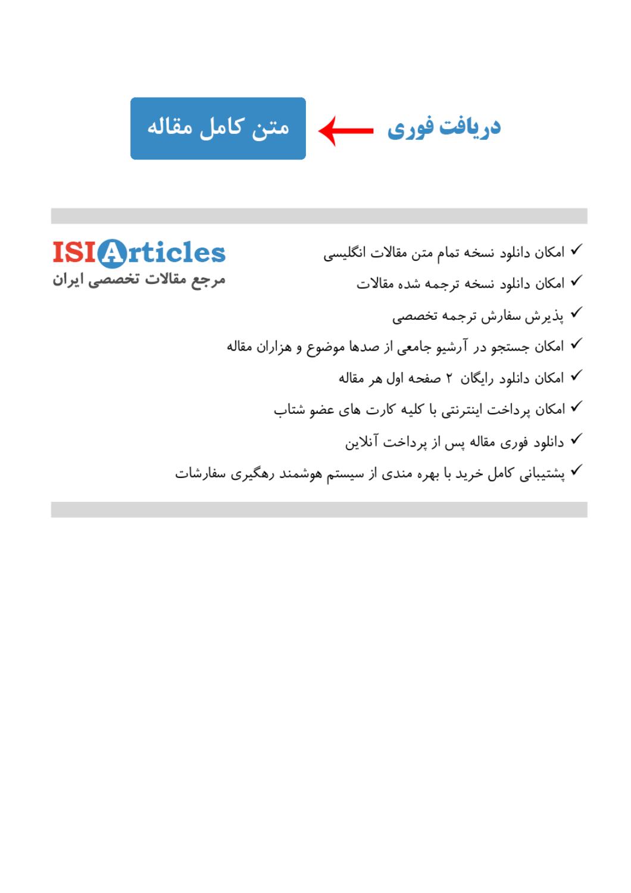دریافت فوری ← متن کامل مقاله

ISIArticles
مرجع مقالات تخصصی ایران

- ✓ امکان دانلود نسخه تمام متن مقالات انگلیسی
- ✓ امکان دانلود نسخه ترجمه شده مقالات
- ✓ پذیرش سفارش ترجمه تخصصی
- ✓ امکان جستجو در آرشیو جامعی از صدها موضوع و هزاران مقاله
- ✓ امکان دانلود رایگان ۲ صفحه اول هر مقاله
- ✓ امکان پرداخت اینترنتی با کلیه کارت های عضو شتاب
- ✓ دانلود فوری مقاله پس از پرداخت آنلاین
- ✓ پشتیبانی کامل خرید با بهره مندی از سیستم هوشمند رهگیری سفارشات